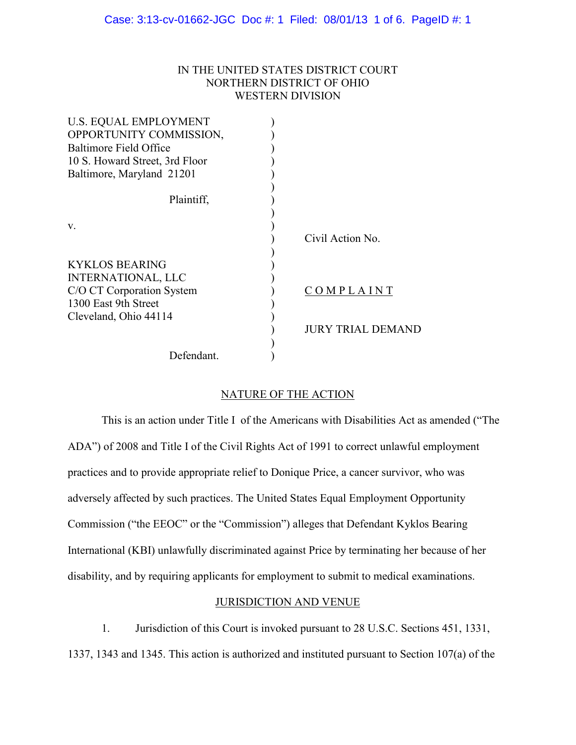IN THE UNITED STATES DISTRICT COURT
NORTHERN DISTRICT OF OHIO
WESTERN DIVISION

| | | |
|---|---|---|
| U.S. EQUAL EMPLOYMENT OPPORTUNITY COMMISSION, Baltimore Field Office 10 S. Howard Street, 3rd Floor Baltimore, Maryland 21201 | ) | |
| Plaintiff, | ) | |
| v. | ) | Civil Action No. |
| KYKLOS BEARING INTERNATIONAL, LLC C/O CT Corporation System 1300 East 9th Street Cleveland, Ohio 44114 | ) | <u>C O M P L A I N T</u> |
| | ) | JURY TRIAL DEMAND |
| Defendant. | ) | |

## NATURE OF THE ACTION

This is an action under Title I of the Americans with Disabilities Act as amended ("The ADA") of 2008 and Title I of the Civil Rights Act of 1991 to correct unlawful employment practices and to provide appropriate relief to Donique Price, a cancer survivor, who was adversely affected by such practices. The United States Equal Employment Opportunity Commission ("the EEOC" or the "Commission") alleges that Defendant Kyklos Bearing International (KBI) unlawfully discriminated against Price by terminating her because of her disability, and by requiring applicants for employment to submit to medical examinations.

## JURISDICTION AND VENUE

1. Jurisdiction of this Court is invoked pursuant to 28 U.S.C. Sections 451, 1331, 1337, 1343 and 1345. This action is authorized and instituted pursuant to Section 107(a) of the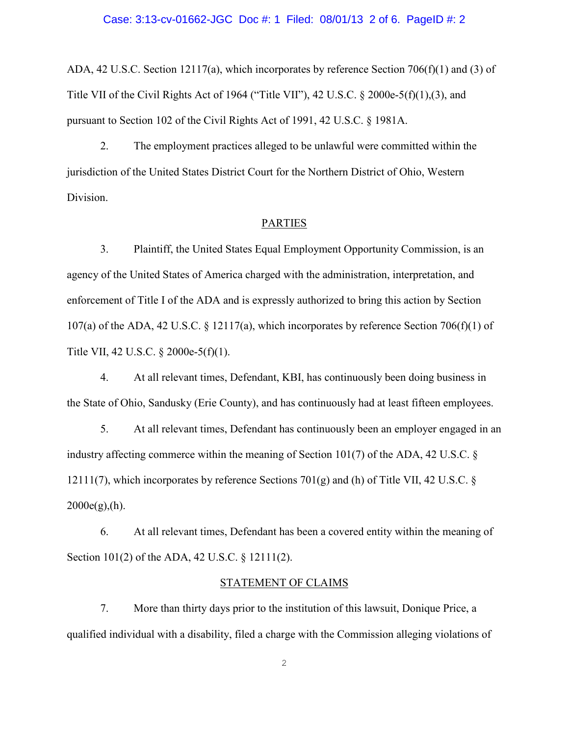ADA, 42 U.S.C. Section 12117(a), which incorporates by reference Section 706(f)(1) and (3) of Title VII of the Civil Rights Act of 1964 ("Title VII"), 42 U.S.C. § 2000e-5(f)(1),(3), and pursuant to Section 102 of the Civil Rights Act of 1991, 42 U.S.C. § 1981A.

2. The employment practices alleged to be unlawful were committed within the jurisdiction of the United States District Court for the Northern District of Ohio, Western Division.

## PARTIES

3. Plaintiff, the United States Equal Employment Opportunity Commission, is an agency of the United States of America charged with the administration, interpretation, and enforcement of Title I of the ADA and is expressly authorized to bring this action by Section 107(a) of the ADA, 42 U.S.C. § 12117(a), which incorporates by reference Section 706(f)(1) of Title VII, 42 U.S.C. § 2000e-5(f)(1).

4. At all relevant times, Defendant, KBI, has continuously been doing business in the State of Ohio, Sandusky (Erie County), and has continuously had at least fifteen employees.

5. At all relevant times, Defendant has continuously been an employer engaged in an industry affecting commerce within the meaning of Section 101(7) of the ADA, 42 U.S.C. § 12111(7), which incorporates by reference Sections 701(g) and (h) of Title VII, 42 U.S.C. § 2000e(g),(h).

6. At all relevant times, Defendant has been a covered entity within the meaning of Section 101(2) of the ADA, 42 U.S.C. § 12111(2).

## STATEMENT OF CLAIMS

7. More than thirty days prior to the institution of this lawsuit, Donique Price, a qualified individual with a disability, filed a charge with the Commission alleging violations of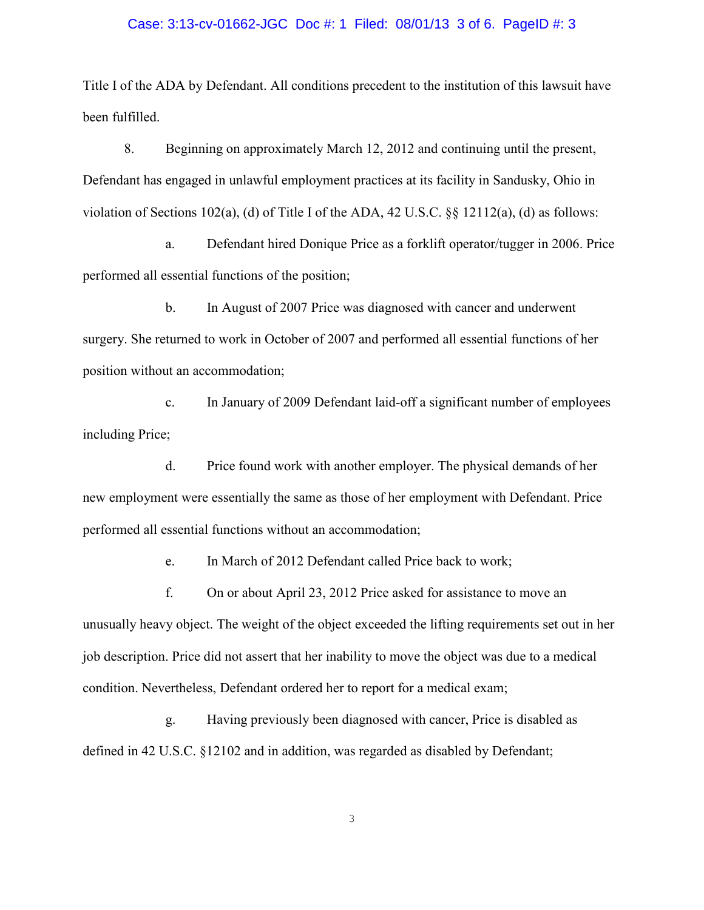Title I of the ADA by Defendant. All conditions precedent to the institution of this lawsuit have been fulfilled.

8. Beginning on approximately March 12, 2012 and continuing until the present, Defendant has engaged in unlawful employment practices at its facility in Sandusky, Ohio in violation of Sections 102(a), (d) of Title I of the ADA, 42 U.S.C. §§ 12112(a), (d) as follows:

a. Defendant hired Donique Price as a forklift operator/tugger in 2006. Price performed all essential functions of the position;

b. In August of 2007 Price was diagnosed with cancer and underwent surgery. She returned to work in October of 2007 and performed all essential functions of her position without an accommodation;

c. In January of 2009 Defendant laid-off a significant number of employees including Price;

d. Price found work with another employer. The physical demands of her new employment were essentially the same as those of her employment with Defendant. Price performed all essential functions without an accommodation;

e. In March of 2012 Defendant called Price back to work;

f. On or about April 23, 2012 Price asked for assistance to move an unusually heavy object. The weight of the object exceeded the lifting requirements set out in her job description. Price did not assert that her inability to move the object was due to a medical condition. Nevertheless, Defendant ordered her to report for a medical exam;

g. Having previously been diagnosed with cancer, Price is disabled as defined in 42 U.S.C. §12102 and in addition, was regarded as disabled by Defendant;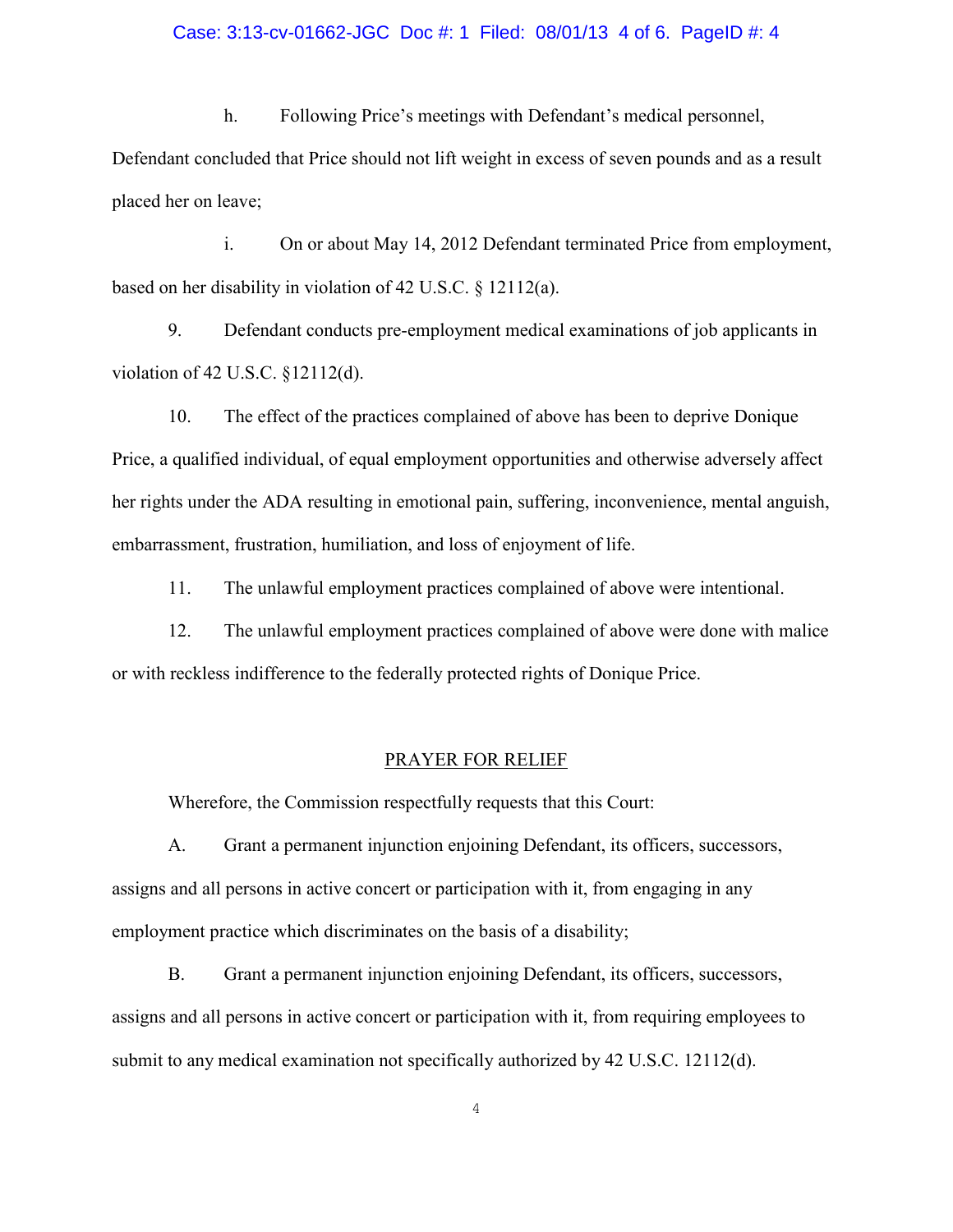h. Following Price's meetings with Defendant's medical personnel, Defendant concluded that Price should not lift weight in excess of seven pounds and as a result placed her on leave;

i. On or about May 14, 2012 Defendant terminated Price from employment, based on her disability in violation of 42 U.S.C. § 12112(a).

9. Defendant conducts pre-employment medical examinations of job applicants in violation of 42 U.S.C. §12112(d).

10. The effect of the practices complained of above has been to deprive Donique Price, a qualified individual, of equal employment opportunities and otherwise adversely affect her rights under the ADA resulting in emotional pain, suffering, inconvenience, mental anguish, embarrassment, frustration, humiliation, and loss of enjoyment of life.

11. The unlawful employment practices complained of above were intentional.

12. The unlawful employment practices complained of above were done with malice or with reckless indifference to the federally protected rights of Donique Price.

## PRAYER FOR RELIEF

Wherefore, the Commission respectfully requests that this Court:

A. Grant a permanent injunction enjoining Defendant, its officers, successors, assigns and all persons in active concert or participation with it, from engaging in any employment practice which discriminates on the basis of a disability;

B. Grant a permanent injunction enjoining Defendant, its officers, successors, assigns and all persons in active concert or participation with it, from requiring employees to submit to any medical examination not specifically authorized by 42 U.S.C. 12112(d).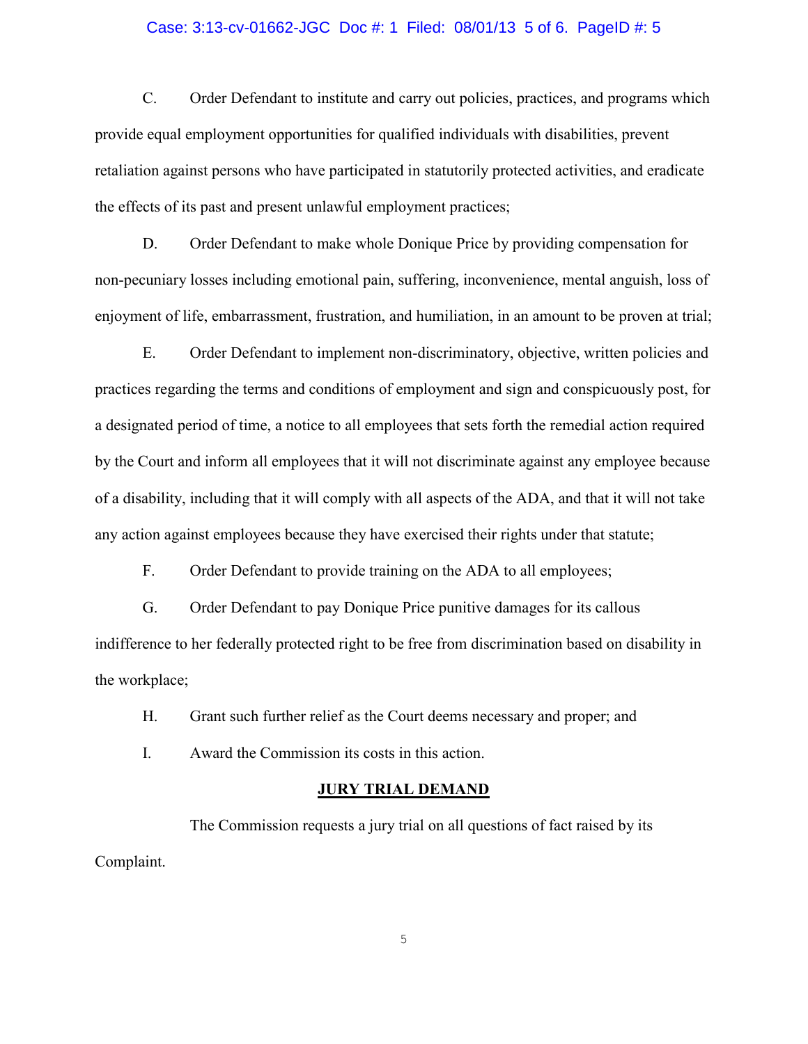C. Order Defendant to institute and carry out policies, practices, and programs which provide equal employment opportunities for qualified individuals with disabilities, prevent retaliation against persons who have participated in statutorily protected activities, and eradicate the effects of its past and present unlawful employment practices;

D. Order Defendant to make whole Donique Price by providing compensation for non-pecuniary losses including emotional pain, suffering, inconvenience, mental anguish, loss of enjoyment of life, embarrassment, frustration, and humiliation, in an amount to be proven at trial;

E. Order Defendant to implement non-discriminatory, objective, written policies and practices regarding the terms and conditions of employment and sign and conspicuously post, for a designated period of time, a notice to all employees that sets forth the remedial action required by the Court and inform all employees that it will not discriminate against any employee because of a disability, including that it will comply with all aspects of the ADA, and that it will not take any action against employees because they have exercised their rights under that statute;

F. Order Defendant to provide training on the ADA to all employees;

G. Order Defendant to pay Donique Price punitive damages for its callous indifference to her federally protected right to be free from discrimination based on disability in the workplace;

H. Grant such further relief as the Court deems necessary and proper; and

I. Award the Commission its costs in this action.

**JURY TRIAL DEMAND**

The Commission requests a jury trial on all questions of fact raised by its Complaint.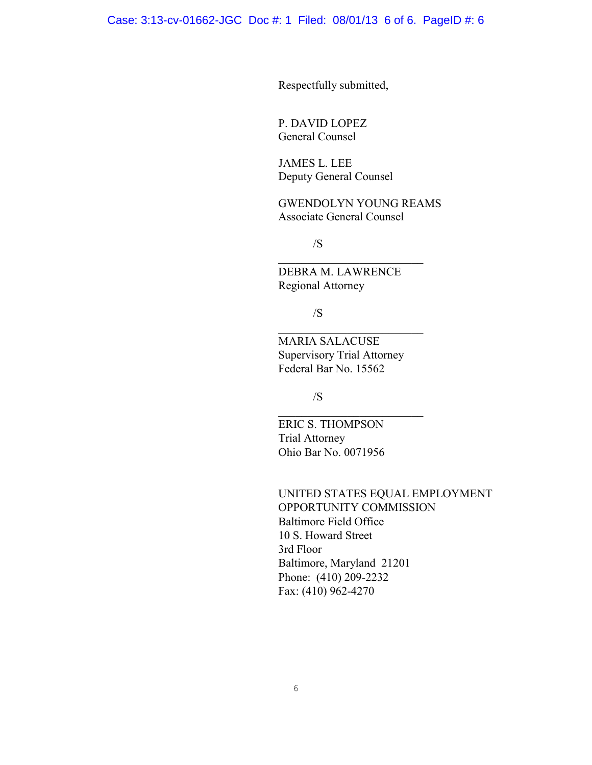Respectfully submitted,

P. DAVID LOPEZ
General Counsel

JAMES L. LEE
Deputy General Counsel

GWENDOLYN YOUNG REAMS
Associate General Counsel

/S
___________________________
DEBRA M. LAWRENCE
Regional Attorney

/S
___________________________
MARIA SALACUSE
Supervisory Trial Attorney
Federal Bar No. 15562

/S
___________________________
ERIC S. THOMPSON
Trial Attorney
Ohio Bar No. 0071956

UNITED STATES EQUAL EMPLOYMENT
OPPORTUNITY COMMISSION
Baltimore Field Office
10 S. Howard Street
3rd Floor
Baltimore, Maryland 21201
Phone: (410) 209-2232
Fax: (410) 962-4270